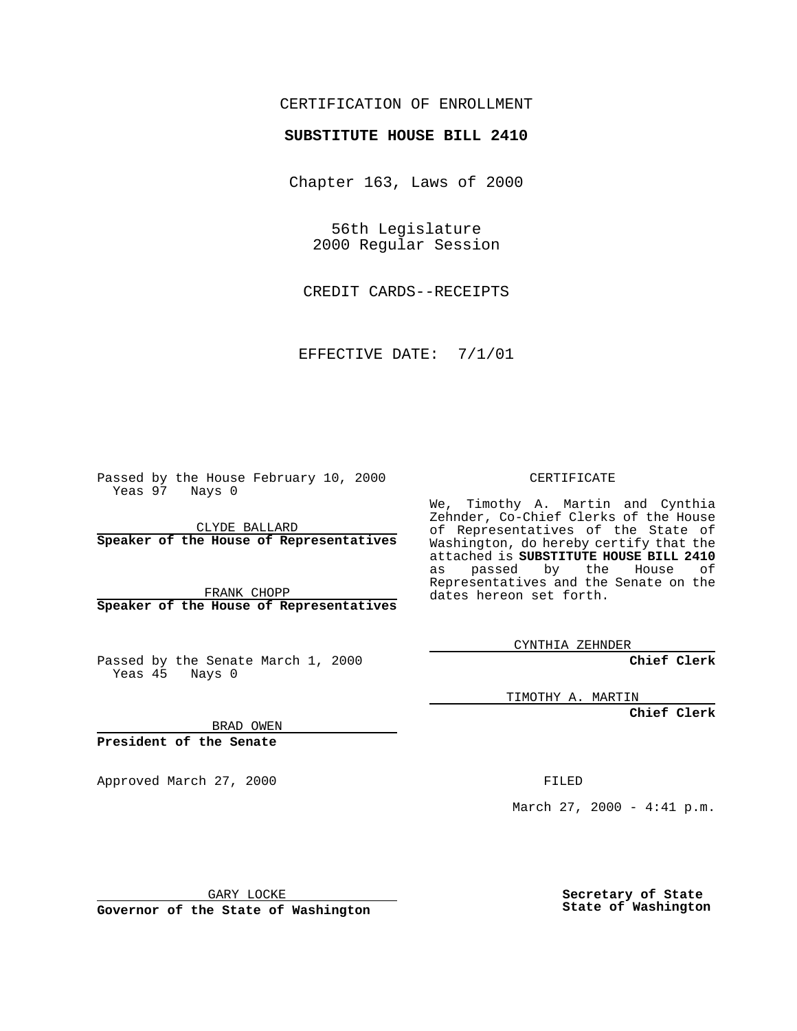CERTIFICATION OF ENROLLMENT

**SUBSTITUTE HOUSE BILL 2410**

Chapter 163, Laws of 2000

56th Legislature
2000 Regular Session

CREDIT CARDS--RECEIPTS

EFFECTIVE DATE: 7/1/01

Passed by the House February 10, 2000
Yeas 97 Nays 0

CLYDE BALLARD
**Speaker of the House of Representatives**

FRANK CHOPP
**Speaker of the House of Representatives**

Passed by the Senate March 1, 2000
Yeas 45 Nays 0

BRAD OWEN
**President of the Senate**

Approved March 27, 2000

GARY LOCKE
**Governor of the State of Washington**

CERTIFICATE

We, Timothy A. Martin and Cynthia Zehnder, Co-Chief Clerks of the House of Representatives of the State of Washington, do hereby certify that the attached is **SUBSTITUTE HOUSE BILL 2410** as passed by the House of Representatives and the Senate on the dates hereon set forth.

CYNTHIA ZEHNDER
**Chief Clerk**

TIMOTHY A. MARTIN
**Chief Clerk**

FILED

March 27, 2000 - 4:41 p.m.

**Secretary of State**
**State of Washington**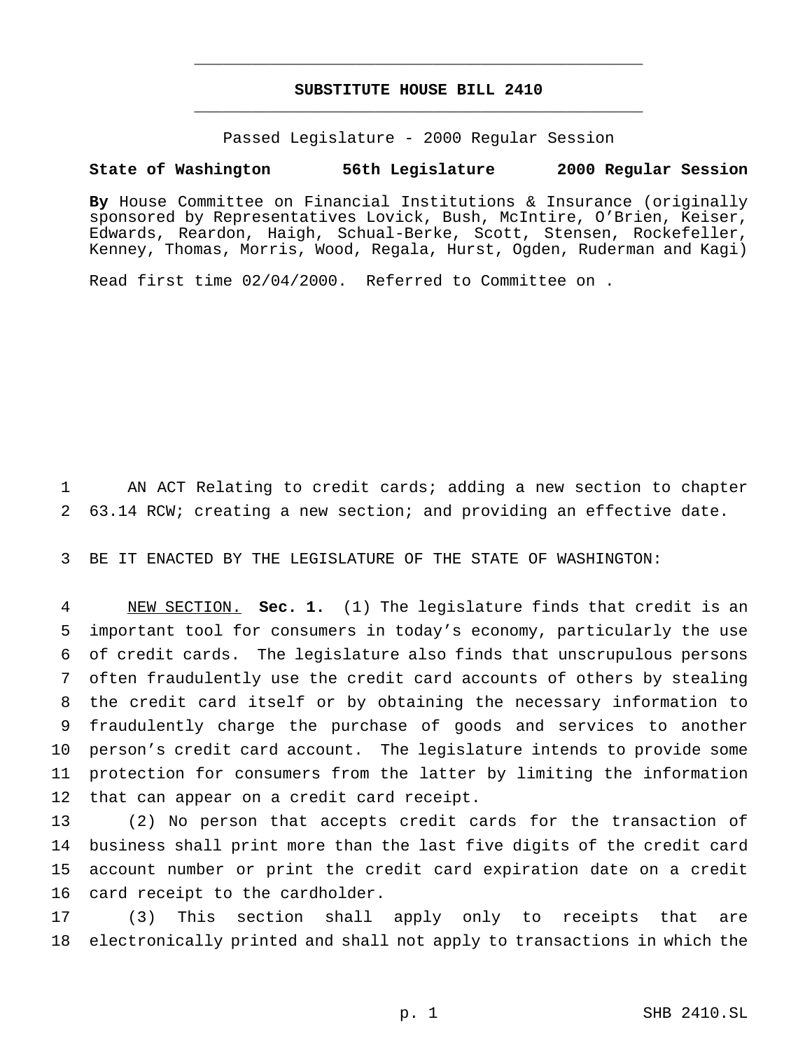# SUBSTITUTE HOUSE BILL 2410

Passed Legislature - 2000 Regular Session

**State of Washington 56th Legislature 2000 Regular Session**

**By** House Committee on Financial Institutions & Insurance (originally sponsored by Representatives Lovick, Bush, McIntire, O'Brien, Keiser, Edwards, Reardon, Haigh, Schual-Berke, Scott, Stensen, Rockefeller, Kenney, Thomas, Morris, Wood, Regala, Hurst, Ogden, Ruderman and Kagi)

Read first time 02/04/2000. Referred to Committee on .

AN ACT Relating to credit cards; adding a new section to chapter 63.14 RCW; creating a new section; and providing an effective date.

BE IT ENACTED BY THE LEGISLATURE OF THE STATE OF WASHINGTON:

NEW SECTION. **Sec. 1.** (1) The legislature finds that credit is an important tool for consumers in today's economy, particularly the use of credit cards. The legislature also finds that unscrupulous persons often fraudulently use the credit card accounts of others by stealing the credit card itself or by obtaining the necessary information to fraudulently charge the purchase of goods and services to another person's credit card account. The legislature intends to provide some protection for consumers from the latter by limiting the information that can appear on a credit card receipt.

(2) No person that accepts credit cards for the transaction of business shall print more than the last five digits of the credit card account number or print the credit card expiration date on a credit card receipt to the cardholder.

(3) This section shall apply only to receipts that are electronically printed and shall not apply to transactions in which the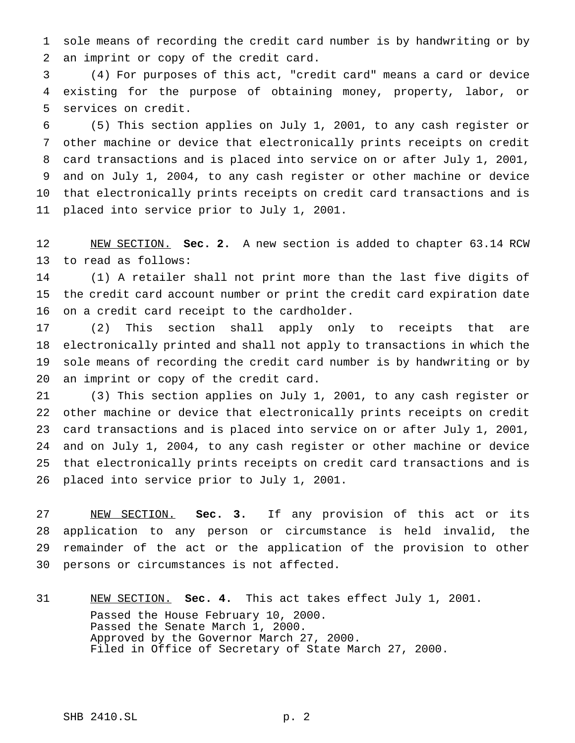sole means of recording the credit card number is by handwriting or by an imprint or copy of the credit card.

(4) For purposes of this act, "credit card" means a card or device existing for the purpose of obtaining money, property, labor, or services on credit.

(5) This section applies on July 1, 2001, to any cash register or other machine or device that electronically prints receipts on credit card transactions and is placed into service on or after July 1, 2001, and on July 1, 2004, to any cash register or other machine or device that electronically prints receipts on credit card transactions and is placed into service prior to July 1, 2001.

NEW SECTION. **Sec. 2.** A new section is added to chapter 63.14 RCW to read as follows:

(1) A retailer shall not print more than the last five digits of the credit card account number or print the credit card expiration date on a credit card receipt to the cardholder.

(2) This section shall apply only to receipts that are electronically printed and shall not apply to transactions in which the sole means of recording the credit card number is by handwriting or by an imprint or copy of the credit card.

(3) This section applies on July 1, 2001, to any cash register or other machine or device that electronically prints receipts on credit card transactions and is placed into service on or after July 1, 2001, and on July 1, 2004, to any cash register or other machine or device that electronically prints receipts on credit card transactions and is placed into service prior to July 1, 2001.

NEW SECTION. **Sec. 3.** If any provision of this act or its application to any person or circumstance is held invalid, the remainder of the act or the application of the provision to other persons or circumstances is not affected.

NEW SECTION. **Sec. 4.** This act takes effect July 1, 2001.

Passed the House February 10, 2000.
Passed the Senate March 1, 2000.
Approved by the Governor March 27, 2000.
Filed in Office of Secretary of State March 27, 2000.